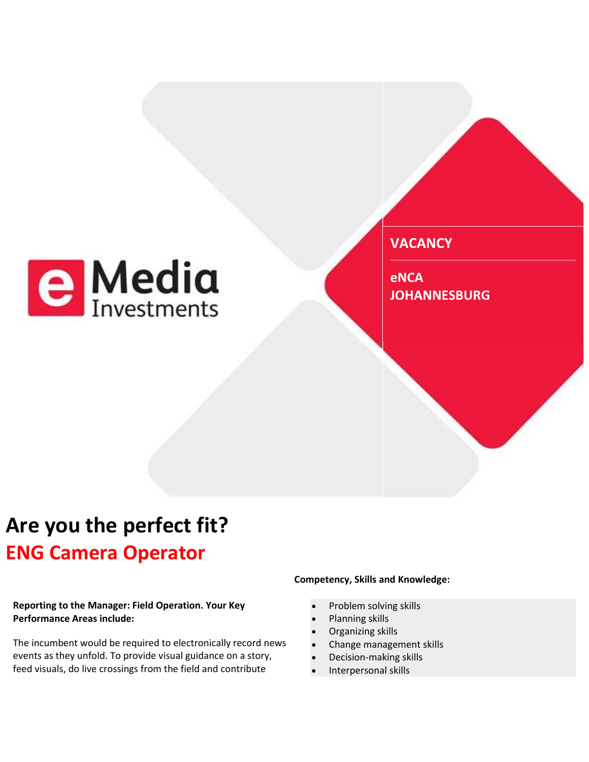eMedia Investments

**VACANCY**

**eNCA**
**JOHANNESBURG**

# Are you the perfect fit?

## ENG Camera Operator

**Reporting to the Manager: Field Operation. Your Key Performance Areas include:**

The incumbent would be required to electronically record news events as they unfold. To provide visual guidance on a story, feed visuals, do live crossings from the field and contribute

**Competency, Skills and Knowledge:**

- Problem solving skills
- Planning skills
- Organizing skills
- Change management skills
- Decision-making skills
- Interpersonal skills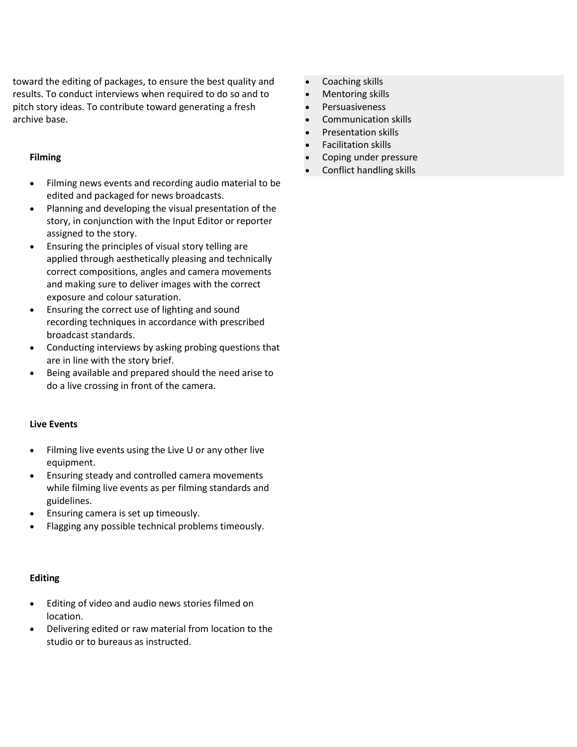toward the editing of packages, to ensure the best quality and results. To conduct interviews when required to do so and to pitch story ideas. To contribute toward generating a fresh archive base.

**Filming**

- Filming news events and recording audio material to be edited and packaged for news broadcasts.
- Planning and developing the visual presentation of the story, in conjunction with the Input Editor or reporter assigned to the story.
- Ensuring the principles of visual story telling are applied through aesthetically pleasing and technically correct compositions, angles and camera movements and making sure to deliver images with the correct exposure and colour saturation.
- Ensuring the correct use of lighting and sound recording techniques in accordance with prescribed broadcast standards.
- Conducting interviews by asking probing questions that are in line with the story brief.
- Being available and prepared should the need arise to do a live crossing in front of the camera.

**Live Events**

- Filming live events using the Live U or any other live equipment.
- Ensuring steady and controlled camera movements while filming live events as per filming standards and guidelines.
- Ensuring camera is set up timeously.
- Flagging any possible technical problems timeously.

**Editing**

- Editing of video and audio news stories filmed on location.
- Delivering edited or raw material from location to the studio or to bureaus as instructed.

- Coaching skills
- Mentoring skills
- Persuasiveness
- Communication skills
- Presentation skills
- Facilitation skills
- Coping under pressure
- Conflict handling skills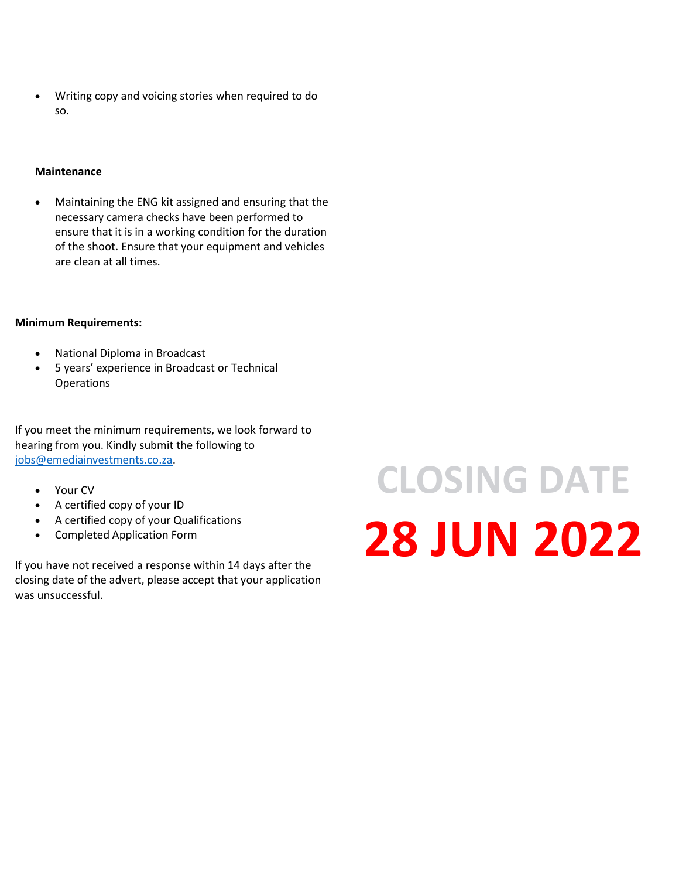- Writing copy and voicing stories when required to do so.

**Maintenance**

- Maintaining the ENG kit assigned and ensuring that the necessary camera checks have been performed to ensure that it is in a working condition for the duration of the shoot. Ensure that your equipment and vehicles are clean at all times.

**Minimum Requirements:**

- National Diploma in Broadcast
- 5 years' experience in Broadcast or Technical Operations

If you meet the minimum requirements, we look forward to hearing from you. Kindly submit the following to jobs@emediainvestments.co.za.

- Your CV
- A certified copy of your ID
- A certified copy of your Qualifications
- Completed Application Form

If you have not received a response within 14 days after the closing date of the advert, please accept that your application was unsuccessful.

**CLOSING DATE**

**28 JUN 2022**